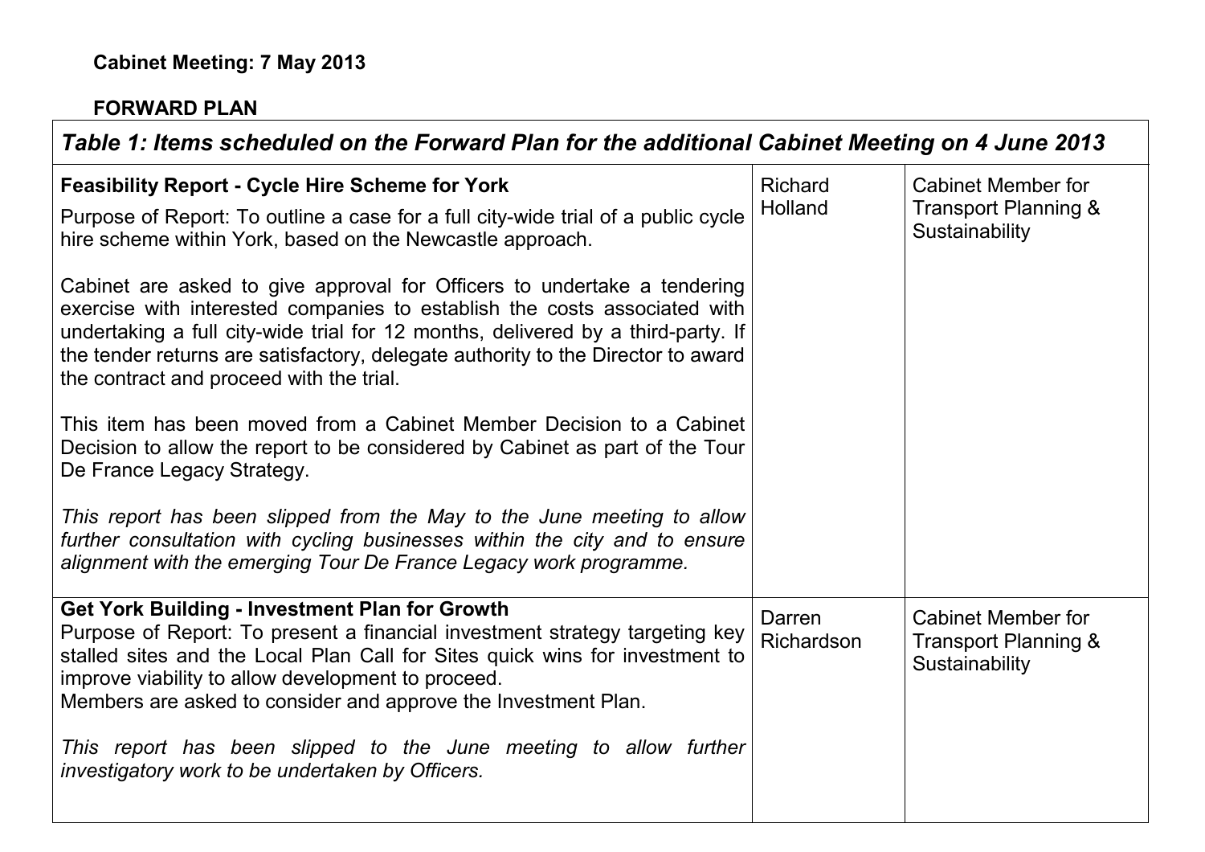**Cabinet Meeting: 7 May 2013**

**FORWARD PLAN**

| *Table 1: Items scheduled on the Forward Plan for the additional Cabinet Meeting on 4 June 2013* | | |
|---|---|---|
| **Feasibility Report - Cycle Hire Scheme for York**<br>Purpose of Report: To outline a case for a full city-wide trial of a public cycle hire scheme within York, based on the Newcastle approach.<br><br>Cabinet are asked to give approval for Officers to undertake a tendering exercise with interested companies to establish the costs associated with undertaking a full city-wide trial for 12 months, delivered by a third-party. If the tender returns are satisfactory, delegate authority to the Director to award the contract and proceed with the trial.<br><br>This item has been moved from a Cabinet Member Decision to a Cabinet Decision to allow the report to be considered by Cabinet as part of the Tour De France Legacy Strategy.<br><br>*This report has been slipped from the May to the June meeting to allow further consultation with cycling businesses within the city and to ensure alignment with the emerging Tour De France Legacy work programme.* | Richard Holland | Cabinet Member for Transport Planning & Sustainability |
| **Get York Building - Investment Plan for Growth**<br>Purpose of Report: To present a financial investment strategy targeting key stalled sites and the Local Plan Call for Sites quick wins for investment to improve viability to allow development to proceed.<br>Members are asked to consider and approve the Investment Plan.<br><br>*This report has been slipped to the June meeting to allow further investigatory work to be undertaken by Officers.* | Darren Richardson | Cabinet Member for Transport Planning & Sustainability |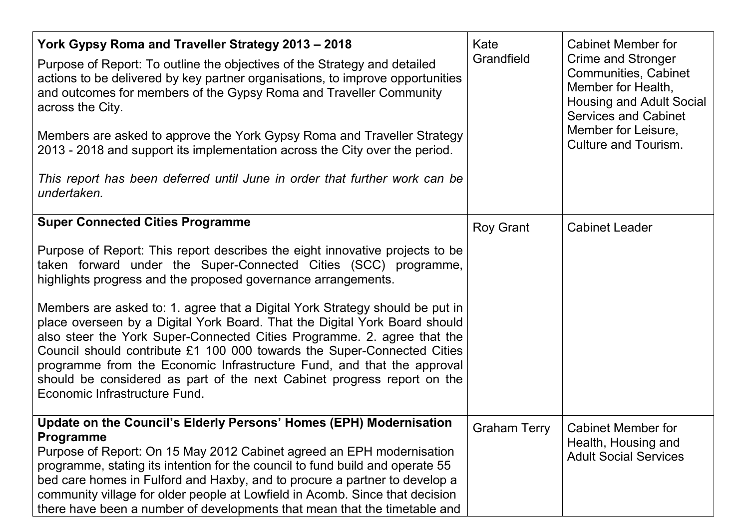| | | |
|---|---|---|
| **York Gypsy Roma and Traveller Strategy 2013 – 2018**<br><br>Purpose of Report: To outline the objectives of the Strategy and detailed actions to be delivered by key partner organisations, to improve opportunities and outcomes for members of the Gypsy Roma and Traveller Community across the City.<br><br>Members are asked to approve the York Gypsy Roma and Traveller Strategy 2013 - 2018 and support its implementation across the City over the period.<br><br>*This report has been deferred until June in order that further work can be undertaken.* | Kate Grandfield | Cabinet Member for Crime and Stronger Communities, Cabinet Member for Health, Housing and Adult Social Services and Cabinet Member for Leisure, Culture and Tourism. |
| **Super Connected Cities Programme**<br><br>Purpose of Report: This report describes the eight innovative projects to be taken forward under the Super-Connected Cities (SCC) programme, highlights progress and the proposed governance arrangements.<br><br>Members are asked to: 1. agree that a Digital York Strategy should be put in place overseen by a Digital York Board. That the Digital York Board should also steer the York Super-Connected Cities Programme. 2. agree that the Council should contribute £1 100 000 towards the Super-Connected Cities programme from the Economic Infrastructure Fund, and that the approval should be considered as part of the next Cabinet progress report on the Economic Infrastructure Fund. | Roy Grant | Cabinet Leader |
| **Update on the Council's Elderly Persons' Homes (EPH) Modernisation Programme**<br>Purpose of Report: On 15 May 2012 Cabinet agreed an EPH modernisation programme, stating its intention for the council to fund build and operate 55 bed care homes in Fulford and Haxby, and to procure a partner to develop a community village for older people at Lowfield in Acomb. Since that decision there have been a number of developments that mean that the timetable and | Graham Terry | Cabinet Member for Health, Housing and Adult Social Services |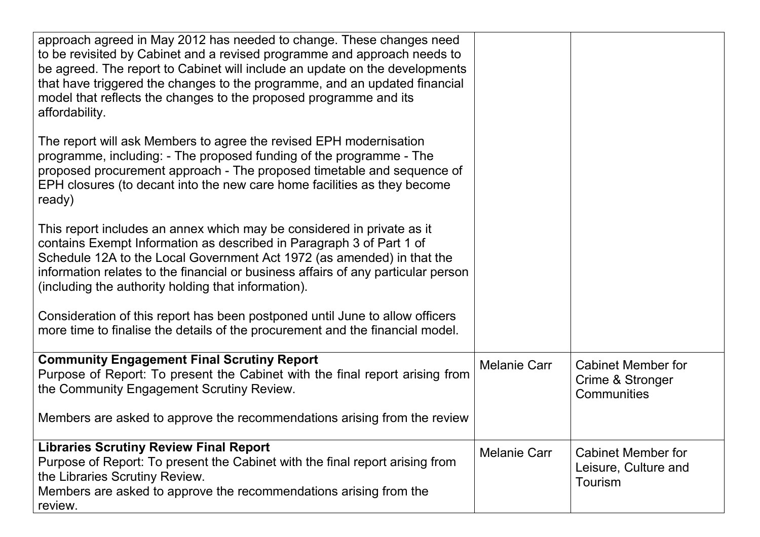| | | |
|---|---|---|
| approach agreed in May 2012 has needed to change. These changes need to be revisited by Cabinet and a revised programme and approach needs to be agreed. The report to Cabinet will include an update on the developments that have triggered the changes to the programme, and an updated financial model that reflects the changes to the proposed programme and its affordability.<br><br>The report will ask Members to agree the revised EPH modernisation programme, including: - The proposed funding of the programme - The proposed procurement approach - The proposed timetable and sequence of EPH closures (to decant into the new care home facilities as they become ready)<br><br>This report includes an annex which may be considered in private as it contains Exempt Information as described in Paragraph 3 of Part 1 of Schedule 12A to the Local Government Act 1972 (as amended) in that the information relates to the financial or business affairs of any particular person (including the authority holding that information).<br><br>Consideration of this report has been postponed until June to allow officers more time to finalise the details of the procurement and the financial model. | | |
| **Community Engagement Final Scrutiny Report**<br>Purpose of Report: To present the Cabinet with the final report arising from the Community Engagement Scrutiny Review.<br><br>Members are asked to approve the recommendations arising from the review | Melanie Carr | Cabinet Member for Crime & Stronger Communities |
| **Libraries Scrutiny Review Final Report**<br>Purpose of Report: To present the Cabinet with the final report arising from the Libraries Scrutiny Review.<br>Members are asked to approve the recommendations arising from the review. | Melanie Carr | Cabinet Member for Leisure, Culture and Tourism |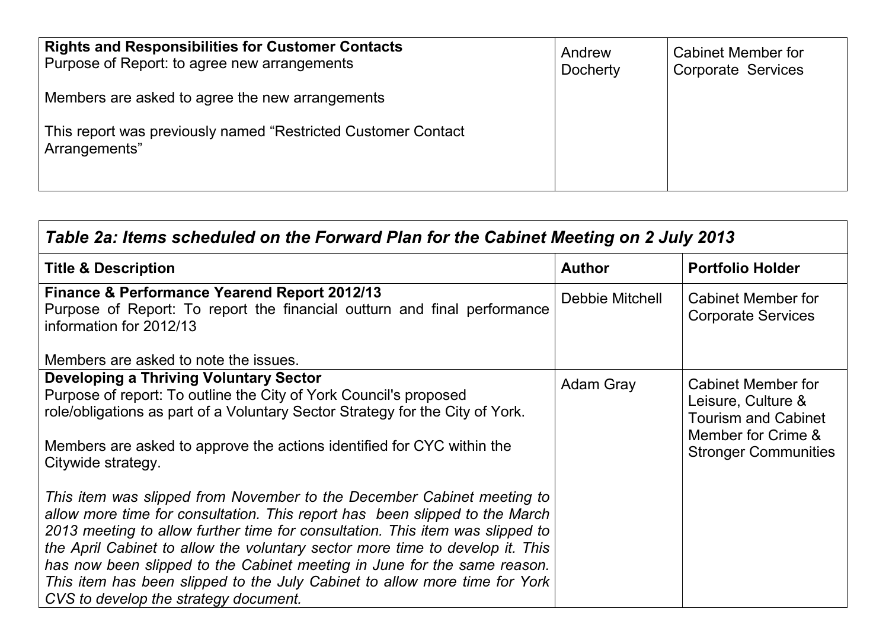| | | |
|---|---|---|
| **Rights and Responsibilities for Customer Contacts**<br>Purpose of Report: to agree new arrangements<br><br>Members are asked to agree the new arrangements<br><br>This report was previously named "Restricted Customer Contact Arrangements" | Andrew Docherty | Cabinet Member for Corporate Services |

| ***Table 2a: Items scheduled on the Forward Plan for the Cabinet Meeting on 2 July 2013*** | | |
|---|---|---|
| **Title & Description** | **Author** | **Portfolio Holder** |
| **Finance & Performance Yearend Report 2012/13**<br>Purpose of Report: To report the financial outturn and final performance information for 2012/13<br><br>Members are asked to note the issues. | Debbie Mitchell | Cabinet Member for Corporate Services |
| **Developing a Thriving Voluntary Sector**<br>Purpose of report: To outline the City of York Council's proposed role/obligations as part of a Voluntary Sector Strategy for the City of York.<br><br>Members are asked to approve the actions identified for CYC within the Citywide strategy.<br><br>*This item was slipped from November to the December Cabinet meeting to allow more time for consultation. This report has been slipped to the March 2013 meeting to allow further time for consultation. This item was slipped to the April Cabinet to allow the voluntary sector more time to develop it. This has now been slipped to the Cabinet meeting in June for the same reason. This item has been slipped to the July Cabinet to allow more time for York CVS to develop the strategy document.* | Adam Gray | Cabinet Member for Leisure, Culture & Tourism and Cabinet Member for Crime & Stronger Communities |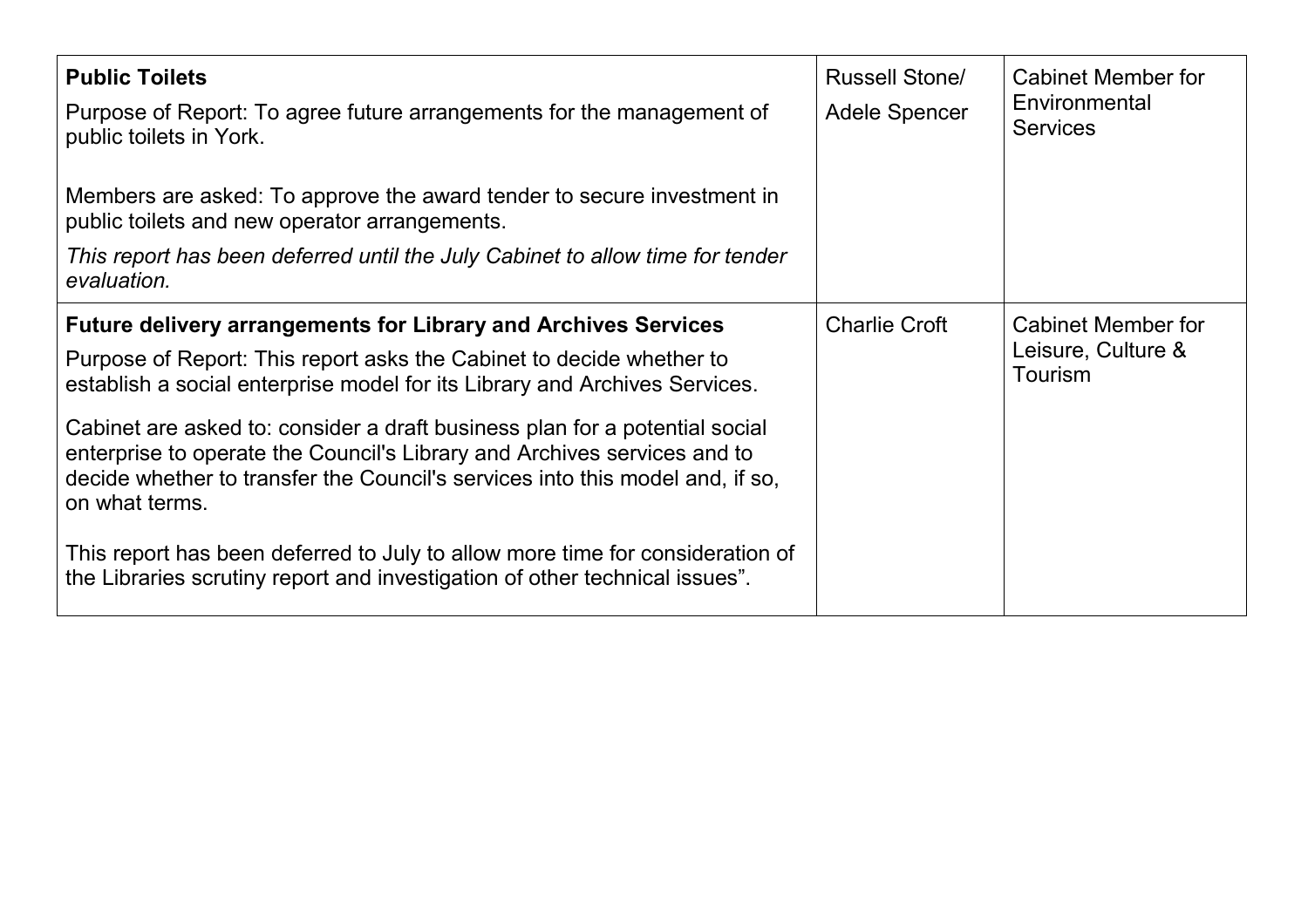| | | |
|---|---|---|
| **Public Toilets**<br><br>Purpose of Report: To agree future arrangements for the management of public toilets in York.<br><br>Members are asked: To approve the award tender to secure investment in public toilets and new operator arrangements.<br><br>*This report has been deferred until the July Cabinet to allow time for tender evaluation.* | Russell Stone/<br><br>Adele Spencer | Cabinet Member for Environmental Services |
| **Future delivery arrangements for Library and Archives Services**<br><br>Purpose of Report: This report asks the Cabinet to decide whether to establish a social enterprise model for its Library and Archives Services.<br><br>Cabinet are asked to: consider a draft business plan for a potential social enterprise to operate the Council's Library and Archives services and to decide whether to transfer the Council's services into this model and, if so, on what terms.<br><br>This report has been deferred to July to allow more time for consideration of the Libraries scrutiny report and investigation of other technical issues". | Charlie Croft | Cabinet Member for Leisure, Culture & Tourism |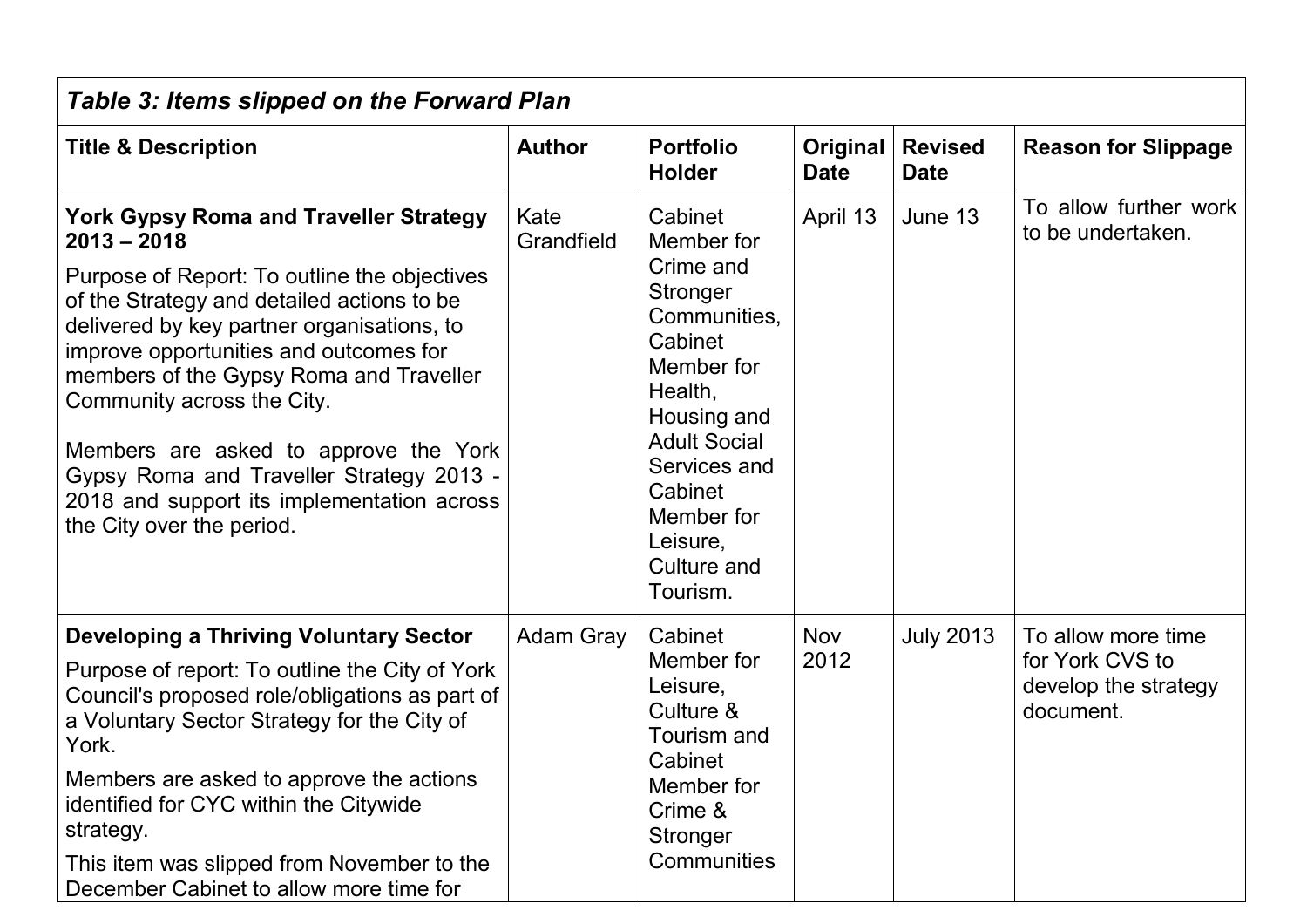| *Table 3: Items slipped on the Forward Plan* | | | | | |
|---|---|---|---|---|---|
| **Title & Description** | **Author** | **Portfolio Holder** | **Original Date** | **Revised Date** | **Reason for Slippage** |
| **York Gypsy Roma and Traveller Strategy 2013 – 2018**<br><br>Purpose of Report: To outline the objectives of the Strategy and detailed actions to be delivered by key partner organisations, to improve opportunities and outcomes for members of the Gypsy Roma and Traveller Community across the City.<br><br>Members are asked to approve the York Gypsy Roma and Traveller Strategy 2013 - 2018 and support its implementation across the City over the period. | Kate Grandfield | Cabinet Member for Crime and Stronger Communities, Cabinet Member for Health, Housing and Adult Social Services and Cabinet Member for Leisure, Culture and Tourism. | April 13 | June 13 | To allow further work to be undertaken. |
| **Developing a Thriving Voluntary Sector**<br><br>Purpose of report: To outline the City of York Council's proposed role/obligations as part of a Voluntary Sector Strategy for the City of York.<br><br>Members are asked to approve the actions identified for CYC within the Citywide strategy.<br><br>This item was slipped from November to the December Cabinet to allow more time for | Adam Gray | Cabinet Member for Leisure, Culture & Tourism and Cabinet Member for Crime & Stronger Communities | Nov 2012 | July 2013 | To allow more time for York CVS to develop the strategy document. |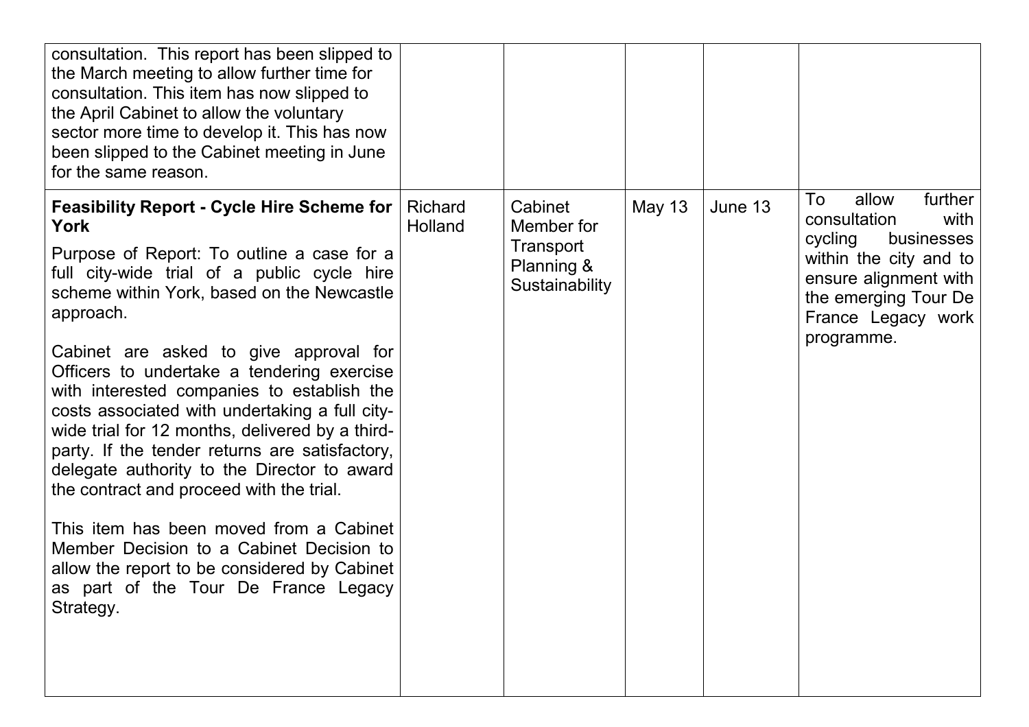| | | | | | |
|---|---|---|---|---|---|
| consultation. This report has been slipped to the March meeting to allow further time for consultation. This item has now slipped to the April Cabinet to allow the voluntary sector more time to develop it. This has now been slipped to the Cabinet meeting in June for the same reason. | | | | | |
| **Feasibility Report - Cycle Hire Scheme for York**<br><br>Purpose of Report: To outline a case for a full city-wide trial of a public cycle hire scheme within York, based on the Newcastle approach.<br><br>Cabinet are asked to give approval for Officers to undertake a tendering exercise with interested companies to establish the costs associated with undertaking a full city-wide trial for 12 months, delivered by a third-party. If the tender returns are satisfactory, delegate authority to the Director to award the contract and proceed with the trial.<br><br>This item has been moved from a Cabinet Member Decision to a Cabinet Decision to allow the report to be considered by Cabinet as part of the Tour De France Legacy Strategy. | Richard Holland | Cabinet Member for Transport Planning & Sustainability | May 13 | June 13 | To allow further consultation with cycling businesses within the city and to ensure alignment with the emerging Tour De France Legacy work programme. |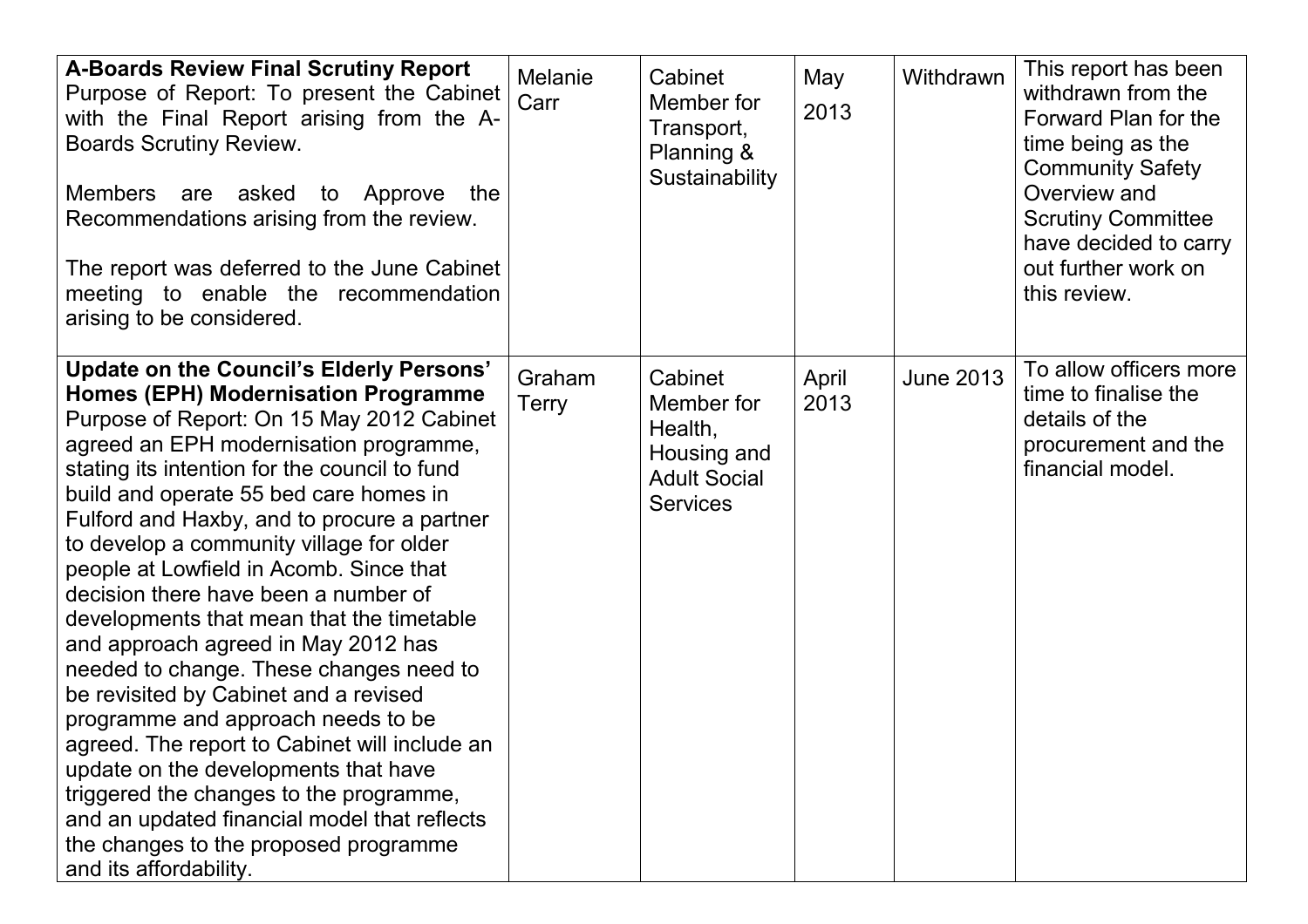| **A-Boards Review Final Scrutiny Report** Purpose of Report: To present the Cabinet with the Final Report arising from the A-Boards Scrutiny Review.<br><br>Members are asked to Approve the Recommendations arising from the review.<br><br>The report was deferred to the June Cabinet meeting to enable the recommendation arising to be considered. | Melanie Carr | Cabinet Member for Transport, Planning & Sustainability | May 2013 | Withdrawn | This report has been withdrawn from the Forward Plan for the time being as the Community Safety Overview and Scrutiny Committee have decided to carry out further work on this review. |
|---|---|---|---|---|---|
| **Update on the Council's Elderly Persons' Homes (EPH) Modernisation Programme** Purpose of Report: On 15 May 2012 Cabinet agreed an EPH modernisation programme, stating its intention for the council to fund build and operate 55 bed care homes in Fulford and Haxby, and to procure a partner to develop a community village for older people at Lowfield in Acomb. Since that decision there have been a number of developments that mean that the timetable and approach agreed in May 2012 has needed to change. These changes need to be revisited by Cabinet and a revised programme and approach needs to be agreed. The report to Cabinet will include an update on the developments that have triggered the changes to the programme, and an updated financial model that reflects the changes to the proposed programme and its affordability. | Graham Terry | Cabinet Member for Health, Housing and Adult Social Services | April 2013 | June 2013 | To allow officers more time to finalise the details of the procurement and the financial model. |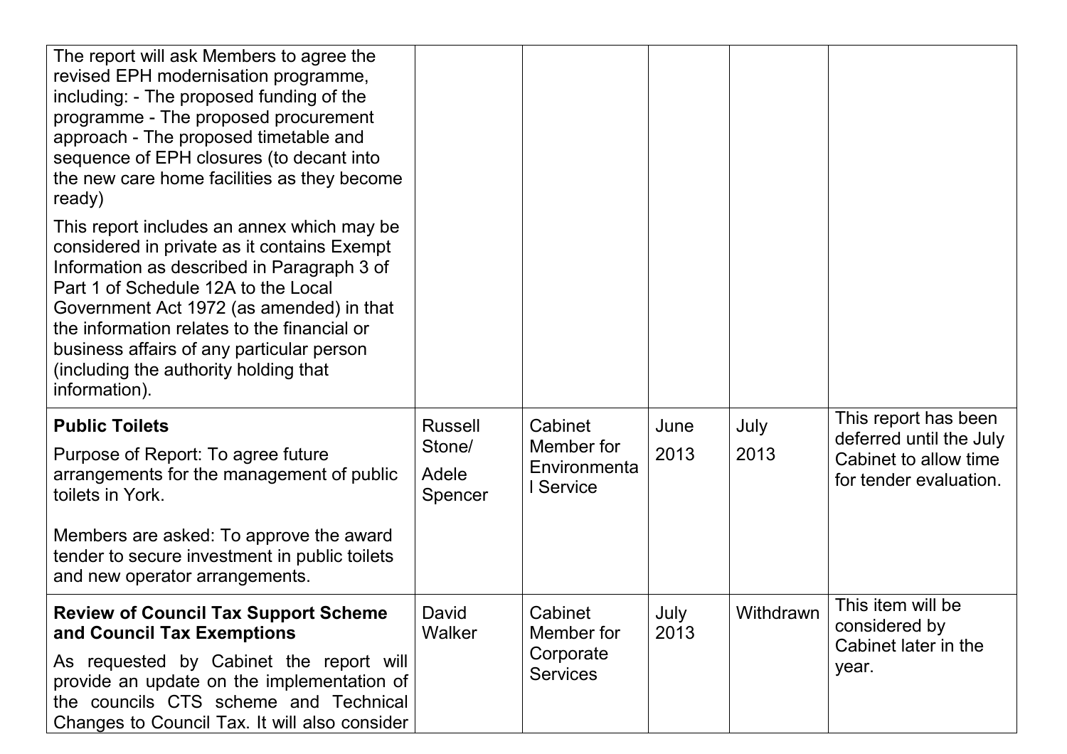| | | | | | |
|---|---|---|---|---|---|
| The report will ask Members to agree the revised EPH modernisation programme, including: - The proposed funding of the programme - The proposed procurement approach - The proposed timetable and sequence of EPH closures (to decant into the new care home facilities as they become ready)<br><br>This report includes an annex which may be considered in private as it contains Exempt Information as described in Paragraph 3 of Part 1 of Schedule 12A to the Local Government Act 1972 (as amended) in that the information relates to the financial or business affairs of any particular person (including the authority holding that information). | | | | | |
| **Public Toilets**<br><br>Purpose of Report: To agree future arrangements for the management of public toilets in York.<br><br>Members are asked: To approve the award tender to secure investment in public toilets and new operator arrangements. | Russell Stone/<br><br>Adele Spencer | Cabinet Member for Environmental Service | June<br><br>2013 | July<br><br>2013 | This report has been deferred until the July Cabinet to allow time for tender evaluation. |
| **Review of Council Tax Support Scheme and Council Tax Exemptions**<br><br>As requested by Cabinet the report will provide an update on the implementation of the councils CTS scheme and Technical Changes to Council Tax. It will also consider | David Walker | Cabinet Member for Corporate Services | July 2013 | Withdrawn | This item will be considered by Cabinet later in the year. |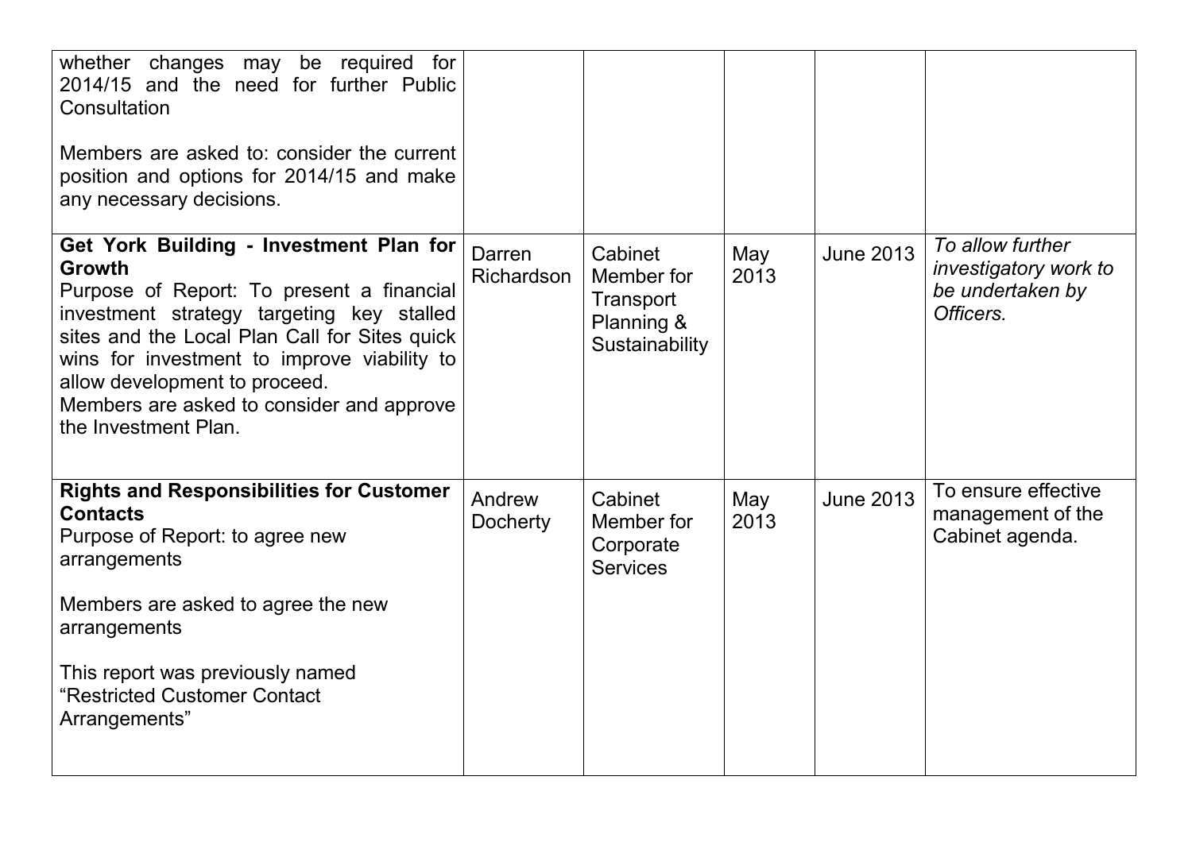| | | | | | |
|---|---|---|---|---|---|
| whether changes may be required for 2014/15 and the need for further Public Consultation<br><br>Members are asked to: consider the current position and options for 2014/15 and make any necessary decisions. | | | | | |
| **Get York Building - Investment Plan for Growth**<br>Purpose of Report: To present a financial investment strategy targeting key stalled sites and the Local Plan Call for Sites quick wins for investment to improve viability to allow development to proceed.<br>Members are asked to consider and approve the Investment Plan. | Darren Richardson | Cabinet Member for Transport Planning & Sustainability | May 2013 | June 2013 | *To allow further investigatory work to be undertaken by Officers.* |
| **Rights and Responsibilities for Customer Contacts**<br>Purpose of Report: to agree new arrangements<br><br>Members are asked to agree the new arrangements<br><br>This report was previously named "Restricted Customer Contact Arrangements" | Andrew Docherty | Cabinet Member for Corporate Services | May 2013 | June 2013 | To ensure effective management of the Cabinet agenda. |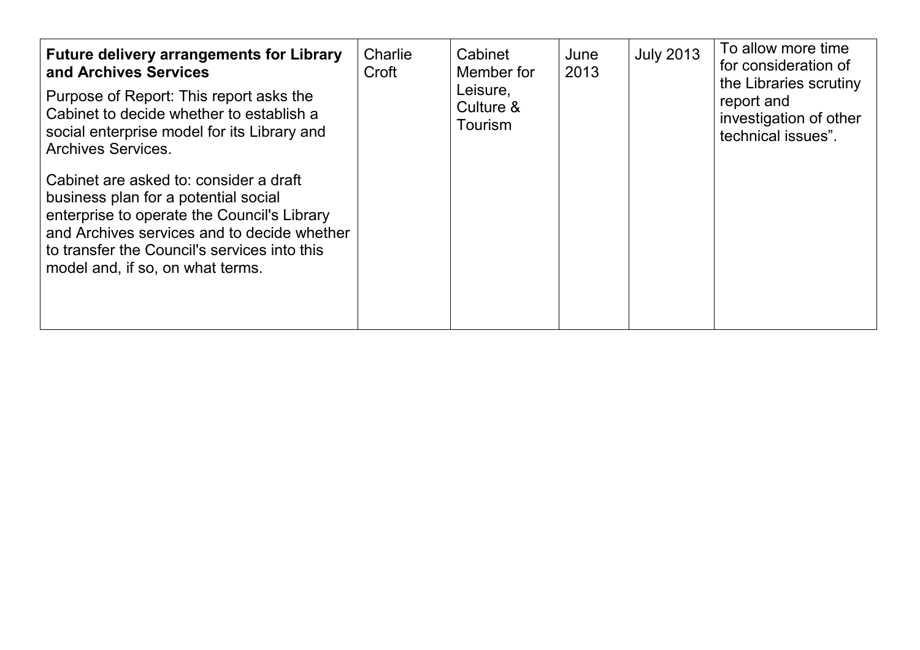| | | | | | |
|---|---|---|---|---|---|
| **Future delivery arrangements for Library and Archives Services**<br><br>Purpose of Report: This report asks the Cabinet to decide whether to establish a social enterprise model for its Library and Archives Services.<br><br>Cabinet are asked to: consider a draft business plan for a potential social enterprise to operate the Council's Library and Archives services and to decide whether to transfer the Council's services into this model and, if so, on what terms. | Charlie Croft | Cabinet Member for Leisure, Culture & Tourism | June 2013 | July 2013 | To allow more time for consideration of the Libraries scrutiny report and investigation of other technical issues”. |